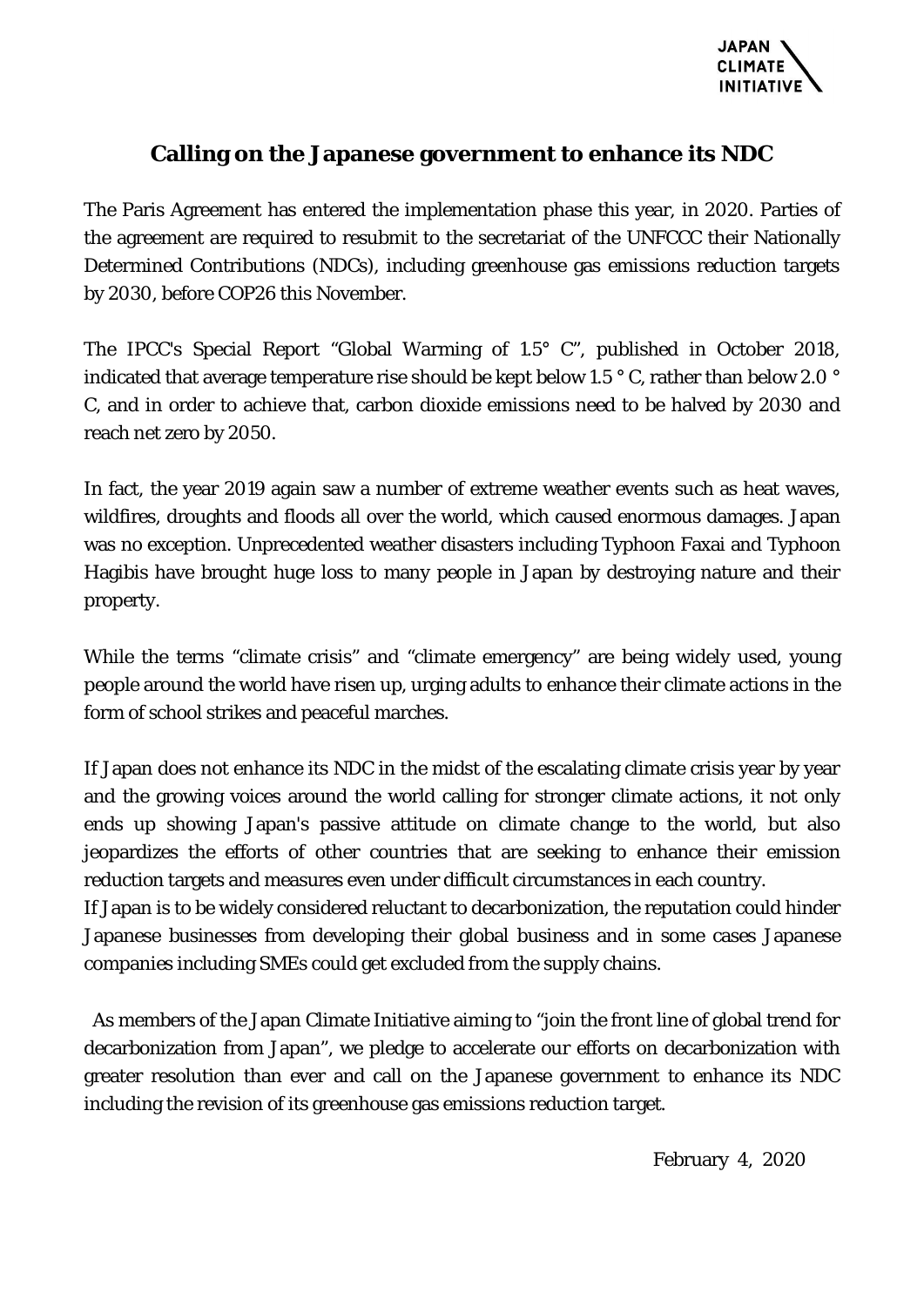JAPAN CLIMATE INITIATIVE

# Calling on the Japanese government to enhance its NDC

The Paris Agreement has entered the implementation phase this year, in 2020. Parties of the agreement are required to resubmit to the secretariat of the UNFCCC their Nationally Determined Contributions (NDCs), including greenhouse gas emissions reduction targets by 2030, before COP26 this November.

The IPCC's Special Report "Global Warming of 1.5° C", published in October 2018, indicated that average temperature rise should be kept below 1.5 ° C, rather than below 2.0 ° C, and in order to achieve that, carbon dioxide emissions need to be halved by 2030 and reach net zero by 2050.

In fact, the year 2019 again saw a number of extreme weather events such as heat waves, wildfires, droughts and floods all over the world, which caused enormous damages. Japan was no exception. Unprecedented weather disasters including Typhoon Faxai and Typhoon Hagibis have brought huge loss to many people in Japan by destroying nature and their property.

While the terms "climate crisis" and "climate emergency" are being widely used, young people around the world have risen up, urging adults to enhance their climate actions in the form of school strikes and peaceful marches.

If Japan does not enhance its NDC in the midst of the escalating climate crisis year by year and the growing voices around the world calling for stronger climate actions, it not only ends up showing Japan's passive attitude on climate change to the world, but also jeopardizes the efforts of other countries that are seeking to enhance their emission reduction targets and measures even under difficult circumstances in each country.
If Japan is to be widely considered reluctant to decarbonization, the reputation could hinder Japanese businesses from developing their global business and in some cases Japanese companies including SMEs could get excluded from the supply chains.

As members of the Japan Climate Initiative aiming to "join the front line of global trend for decarbonization from Japan", we pledge to accelerate our efforts on decarbonization with greater resolution than ever and call on the Japanese government to enhance its NDC including the revision of its greenhouse gas emissions reduction target.

February 4, 2020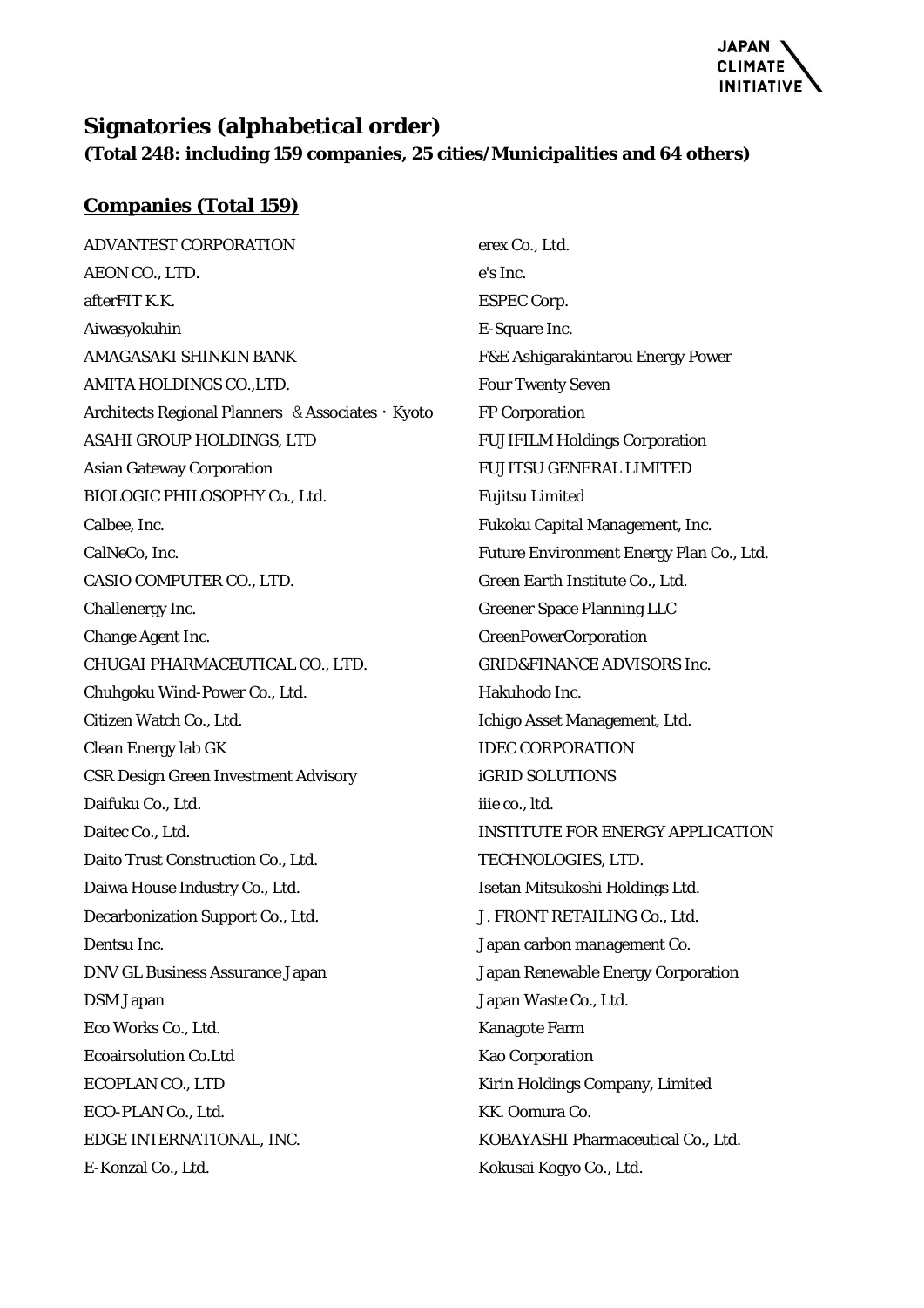## Signatories (alphabetical order)

**(Total 248: including 159 companies, 25 cities/Municipalities and 64 others)**

### Companies (Total 159)

ADVANTEST CORPORATION
AEON CO., LTD.
afterFIT K.K.
Aiwasyokuhin
AMAGASAKI SHINKIN BANK
AMITA HOLDINGS CO.,LTD.
Architects Regional Planners ＆Associates・Kyoto
ASAHI GROUP HOLDINGS, LTD
Asian Gateway Corporation
BIOLOGIC PHILOSOPHY Co., Ltd.
Calbee, Inc.
CalNeCo, Inc.
CASIO COMPUTER CO., LTD.
Challenergy Inc.
Change Agent Inc.
CHUGAI PHARMACEUTICAL CO., LTD.
Chuhgoku Wind-Power Co., Ltd.
Citizen Watch Co., Ltd.
Clean Energy lab GK
CSR Design Green Investment Advisory
Daifuku Co., Ltd.
Daitec Co., Ltd.
Daito Trust Construction Co., Ltd.
Daiwa House Industry Co., Ltd.
Decarbonization Support Co., Ltd.
Dentsu Inc.
DNV GL Business Assurance Japan
DSM Japan
Eco Works Co., Ltd.
Ecoairsolution Co.Ltd
ECOPLAN CO., LTD
ECO-PLAN Co., Ltd.
EDGE INTERNATIONAL, INC.
E-Konzal Co., Ltd.
erex Co., Ltd.
e's Inc.
ESPEC Corp.
E-Square Inc.
F&E Ashigarakintarou Energy Power
Four Twenty Seven
FP Corporation
FUJIFILM Holdings Corporation
FUJITSU GENERAL LIMITED
Fujitsu Limited
Fukoku Capital Management, Inc.
Future Environment Energy Plan Co., Ltd.
Green Earth Institute Co., Ltd.
Greener Space Planning LLC
GreenPowerCorporation
GRID&FINANCE ADVISORS Inc.
Hakuhodo Inc.
Ichigo Asset Management, Ltd.
IDEC CORPORATION
iGRID SOLUTIONS
iiie co., ltd.
INSTITUTE FOR ENERGY APPLICATION TECHNOLOGIES, LTD.
Isetan Mitsukoshi Holdings Ltd.
J. FRONT RETAILING Co., Ltd.
Japan carbon management Co.
Japan Renewable Energy Corporation
Japan Waste Co., Ltd.
Kanagote Farm
Kao Corporation
Kirin Holdings Company, Limited
KK. Oomura Co.
KOBAYASHI Pharmaceutical Co., Ltd.
Kokusai Kogyo Co., Ltd.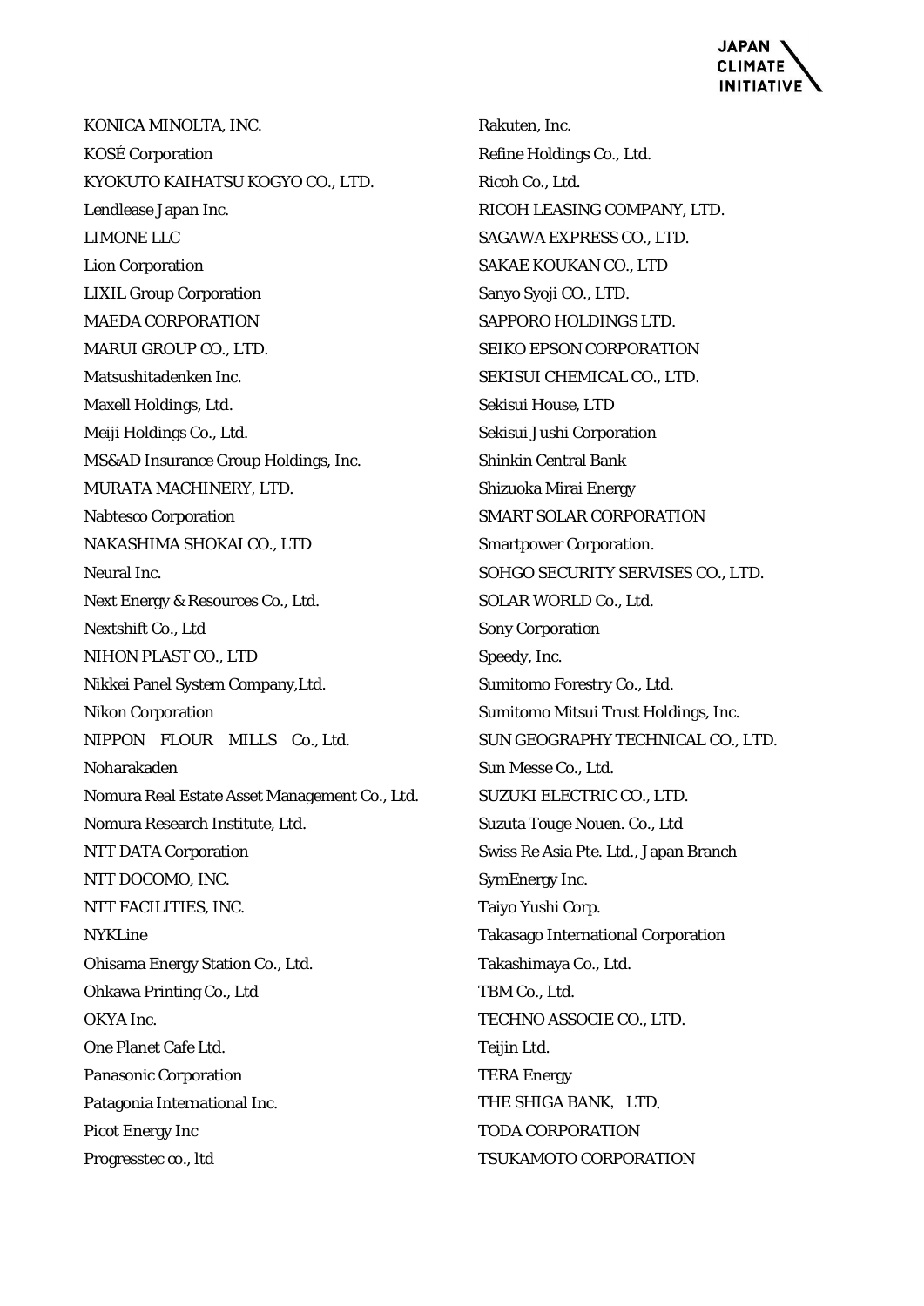KONICA MINOLTA, INC.
KOSÉ Corporation
KYOKUTO KAIHATSU KOGYO CO., LTD.
Lendlease Japan Inc.
LIMONE LLC
Lion Corporation
LIXIL Group Corporation
MAEDA CORPORATION
MARUI GROUP CO., LTD.
Matsushitadenken Inc.
Maxell Holdings, Ltd.
Meiji Holdings Co., Ltd.
MS&AD Insurance Group Holdings, Inc.
MURATA MACHINERY, LTD.
Nabtesco Corporation
NAKASHIMA SHOKAI CO., LTD
Neural Inc.
Next Energy & Resources Co., Ltd.
Nextshift Co., Ltd
NIHON PLAST CO., LTD
Nikkei Panel System Company,Ltd.
Nikon Corporation
NIPPON　FLOUR　MILLS　Co., Ltd.
Noharakaden
Nomura Real Estate Asset Management Co., Ltd.
Nomura Research Institute, Ltd.
NTT DATA Corporation
NTT DOCOMO, INC.
NTT FACILITIES, INC.
NYKLine
Ohisama Energy Station Co., Ltd.
Ohkawa Printing Co., Ltd
OKYA Inc.
One Planet Cafe Ltd.
Panasonic Corporation
Patagonia International Inc.
Picot Energy Inc
Progresstec co., ltd
Rakuten, Inc.
Refine Holdings Co., Ltd.
Ricoh Co., Ltd.
RICOH LEASING COMPANY, LTD.
SAGAWA EXPRESS CO., LTD.
SAKAE KOUKAN CO., LTD
Sanyo Syoji CO., LTD.
SAPPORO HOLDINGS LTD.
SEIKO EPSON CORPORATION
SEKISUI CHEMICAL CO., LTD.
Sekisui House, LTD
Sekisui Jushi Corporation
Shinkin Central Bank
Shizuoka Mirai Energy
SMART SOLAR CORPORATION
Smartpower Corporation.
SOHGO SECURITY SERVISES CO., LTD.
SOLAR WORLD Co., Ltd.
Sony Corporation
Speedy, Inc.
Sumitomo Forestry Co., Ltd.
Sumitomo Mitsui Trust Holdings, Inc.
SUN GEOGRAPHY TECHNICAL CO., LTD.
Sun Messe Co., Ltd.
SUZUKI ELECTRIC CO., LTD.
Suzuta Touge Nouen. Co., Ltd
Swiss Re Asia Pte. Ltd., Japan Branch
SymEnergy Inc.
Taiyo Yushi Corp.
Takasago International Corporation
Takashimaya Co., Ltd.
TBM Co., Ltd.
TECHNO ASSOCIE CO., LTD.
Teijin Ltd.
TERA Energy
THE SHIGA BANK,　LTD.
TODA CORPORATION
TSUKAMOTO CORPORATION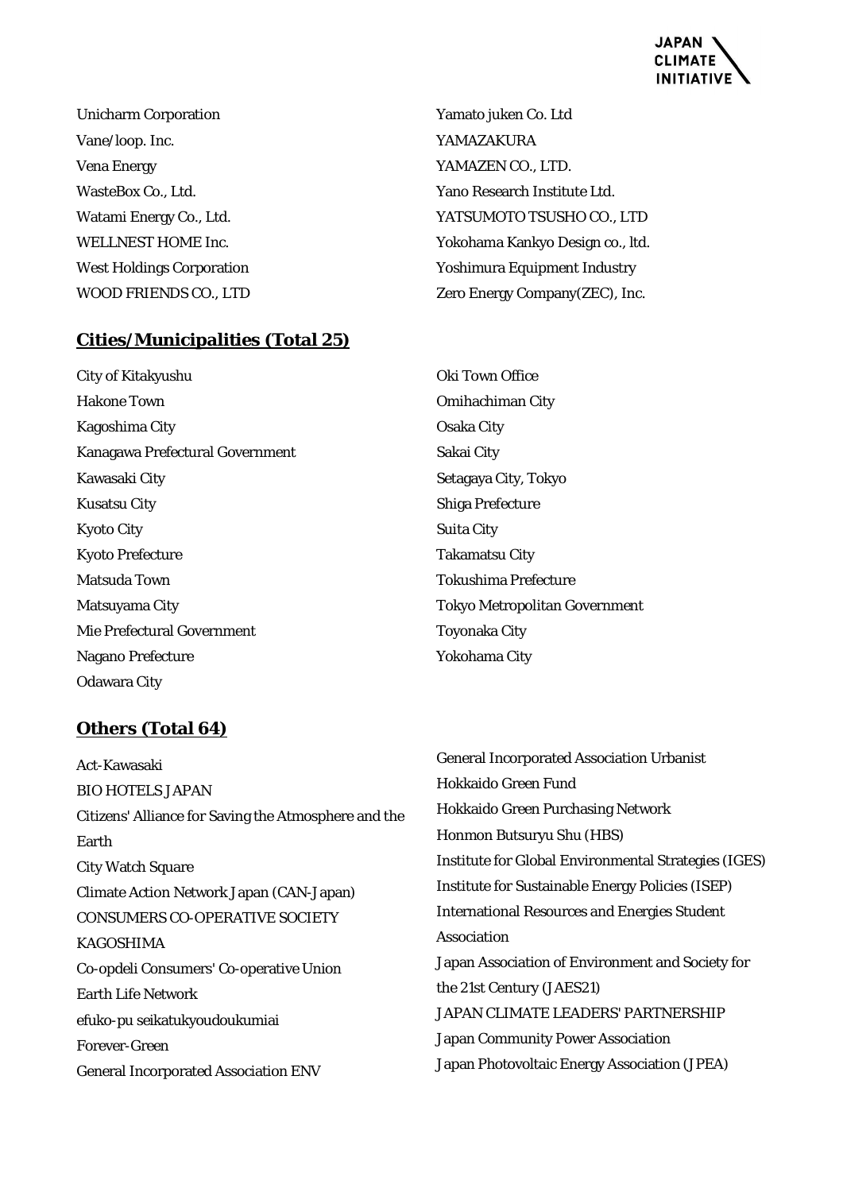Unicharm Corporation
Vane/loop. Inc.
Vena Energy
WasteBox Co., Ltd.
Watami Energy Co., Ltd.
WELLNEST HOME Inc.
West Holdings Corporation
WOOD FRIENDS CO., LTD
Yamato juken Co. Ltd
YAMAZAKURA
YAMAZEN CO., LTD.
Yano Research Institute Ltd.
YATSUMOTO TSUSHO CO., LTD
Yokohama Kankyo Design co., ltd.
Yoshimura Equipment Industry
Zero Energy Company(ZEC), Inc.

## Cities/Municipalities (Total 25)

City of Kitakyushu
Hakone Town
Kagoshima City
Kanagawa Prefectural Government
Kawasaki City
Kusatsu City
Kyoto City
Kyoto Prefecture
Matsuda Town
Matsuyama City
Mie Prefectural Government
Nagano Prefecture
Odawara City
Oki Town Office
Omihachiman City
Osaka City
Sakai City
Setagaya City, Tokyo
Shiga Prefecture
Suita City
Takamatsu City
Tokushima Prefecture
Tokyo Metropolitan Government
Toyonaka City
Yokohama City

## Others (Total 64)

Act-Kawasaki
BIO HOTELS JAPAN
Citizens' Alliance for Saving the Atmosphere and the Earth
City Watch Square
Climate Action Network Japan (CAN-Japan)
CONSUMERS CO-OPERATIVE SOCIETY KAGOSHIMA
Co-opdeli Consumers' Co-operative Union
Earth Life Network
efuko-pu seikatukyoudoukumiai
Forever-Green
General Incorporated Association ENV
General Incorporated Association Urbanist
Hokkaido Green Fund
Hokkaido Green Purchasing Network
Honmon Butsuryu Shu (HBS)
Institute for Global Environmental Strategies (IGES)
Institute for Sustainable Energy Policies (ISEP)
International Resources and Energies Student Association
Japan Association of Environment and Society for the 21st Century (JAES21)
JAPAN CLIMATE LEADERS' PARTNERSHIP
Japan Community Power Association
Japan Photovoltaic Energy Association (JPEA)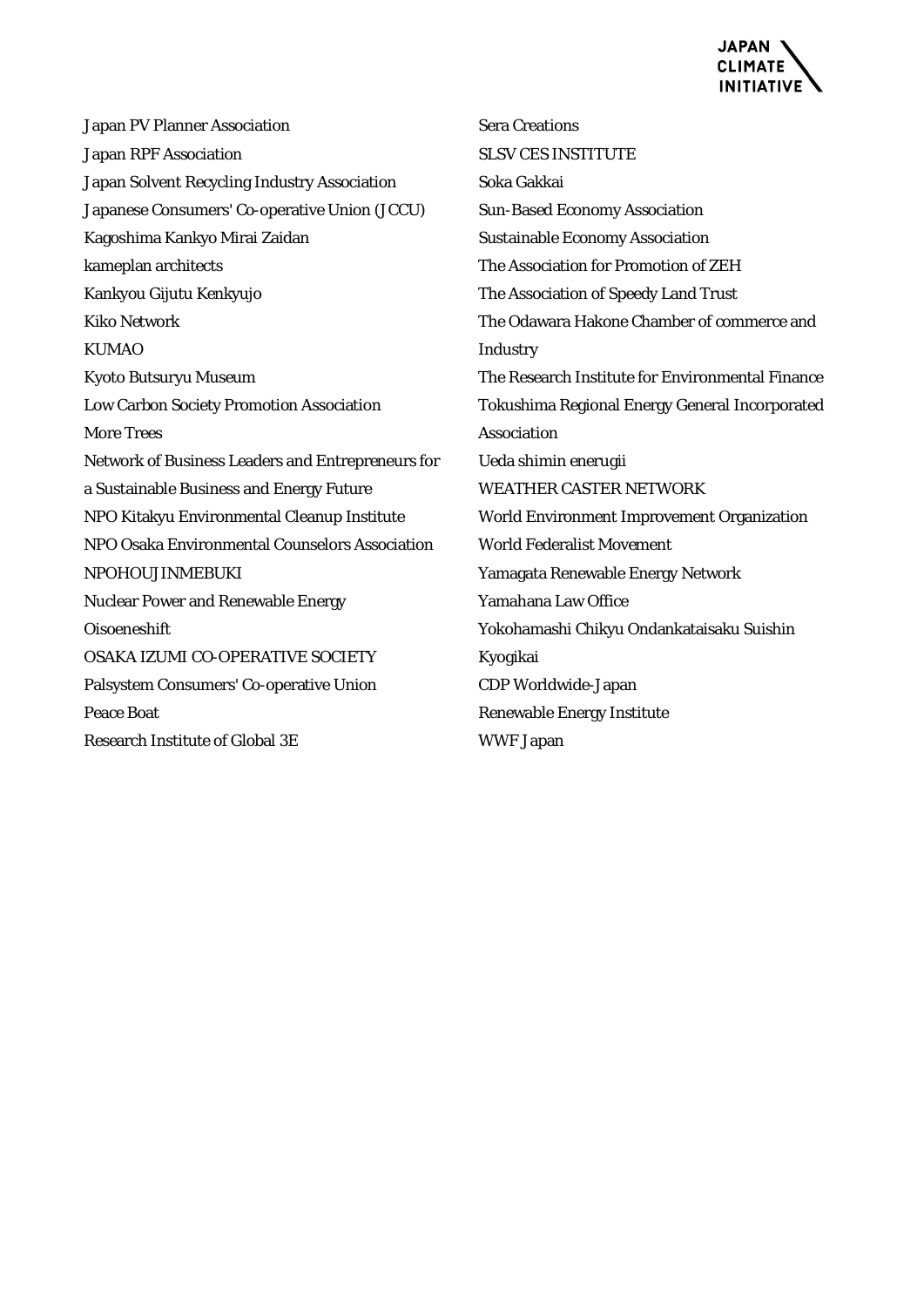Japan PV Planner Association
Japan RPF Association
Japan Solvent Recycling Industry Association
Japanese Consumers' Co-operative Union (JCCU)
Kagoshima Kankyo Mirai Zaidan
kameplan architects
Kankyou Gijutu Kenkyujo
Kiko Network
KUMAO
Kyoto Butsuryu Museum
Low Carbon Society Promotion Association
More Trees
Network of Business Leaders and Entrepreneurs for a Sustainable Business and Energy Future
NPO Kitakyu Environmental Cleanup Institute
NPO Osaka Environmental Counselors Association
NPOHOUJINMEBUKI
Nuclear Power and Renewable Energy
Oisoeneshift
OSAKA IZUMI CO-OPERATIVE SOCIETY
Palsystem Consumers' Co-operative Union
Peace Boat
Research Institute of Global 3E
Sera Creations
SLSV CES INSTITUTE
Soka Gakkai
Sun-Based Economy Association
Sustainable Economy Association
The Association for Promotion of ZEH
The Association of Speedy Land Trust
The Odawara Hakone Chamber of commerce and Industry
The Research Institute for Environmental Finance
Tokushima Regional Energy General Incorporated Association
Ueda shimin enerugii
WEATHER CASTER NETWORK
World Environment Improvement Organization
World Federalist Movement
Yamagata Renewable Energy Network
Yamahana Law Office
Yokohamashi Chikyu Ondankataisaku Suishin Kyogikai
CDP Worldwide-Japan
Renewable Energy Institute
WWF Japan